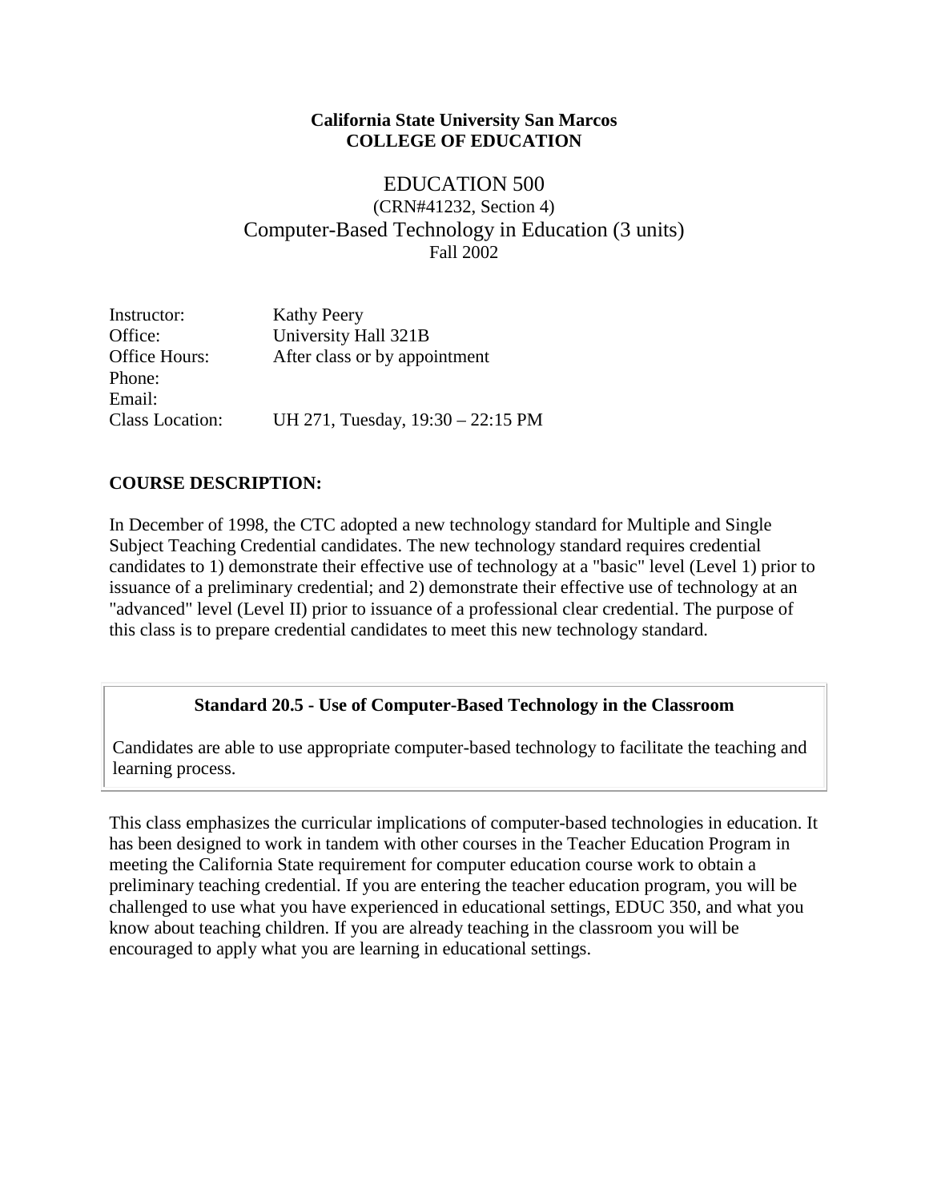**California State University San Marcos**
**COLLEGE OF EDUCATION**

# EDUCATION 500

(CRN#41232, Section 4)

## Computer-Based Technology in Education (3 units)

Fall 2002

| | |
|---|---|
| Instructor: | Kathy Peery |
| Office: | University Hall 321B |
| Office Hours: | After class or by appointment |
| Phone: | |
| Email: | |
| Class Location: | UH 271, Tuesday, 19:30 – 22:15 PM |

### COURSE DESCRIPTION:

In December of 1998, the CTC adopted a new technology standard for Multiple and Single Subject Teaching Credential candidates. The new technology standard requires credential candidates to 1) demonstrate their effective use of technology at a "basic" level (Level 1) prior to issuance of a preliminary credential; and 2) demonstrate their effective use of technology at an "advanced" level (Level II) prior to issuance of a professional clear credential. The purpose of this class is to prepare credential candidates to meet this new technology standard.

**Standard 20.5 - Use of Computer-Based Technology in the Classroom**

Candidates are able to use appropriate computer-based technology to facilitate the teaching and learning process.

This class emphasizes the curricular implications of computer-based technologies in education. It has been designed to work in tandem with other courses in the Teacher Education Program in meeting the California State requirement for computer education course work to obtain a preliminary teaching credential. If you are entering the teacher education program, you will be challenged to use what you have experienced in educational settings, EDUC 350, and what you know about teaching children. If you are already teaching in the classroom you will be encouraged to apply what you are learning in educational settings.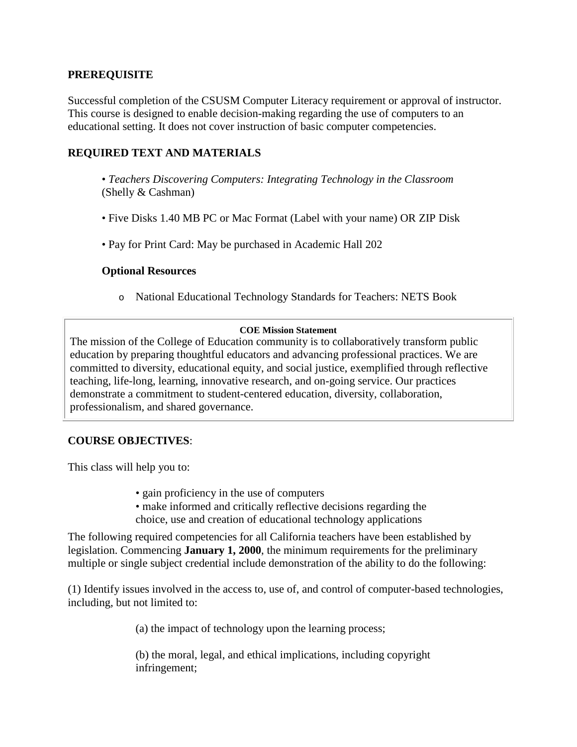## PREREQUISITE

Successful completion of the CSUSM Computer Literacy requirement or approval of instructor. This course is designed to enable decision-making regarding the use of computers to an educational setting. It does not cover instruction of basic computer competencies.

## REQUIRED TEXT AND MATERIALS

- *Teachers Discovering Computers: Integrating Technology in the Classroom* (Shelly & Cashman)
- Five Disks 1.40 MB PC or Mac Format (Label with your name) OR ZIP Disk
- Pay for Print Card: May be purchased in Academic Hall 202

### Optional Resources

- National Educational Technology Standards for Teachers: NETS Book

**COE Mission Statement**

The mission of the College of Education community is to collaboratively transform public education by preparing thoughtful educators and advancing professional practices. We are committed to diversity, educational equity, and social justice, exemplified through reflective teaching, life-long, learning, innovative research, and on-going service. Our practices demonstrate a commitment to student-centered education, diversity, collaboration, professionalism, and shared governance.

## COURSE OBJECTIVES:

This class will help you to:

- gain proficiency in the use of computers
- make informed and critically reflective decisions regarding the choice, use and creation of educational technology applications

The following required competencies for all California teachers have been established by legislation. Commencing **January 1, 2000**, the minimum requirements for the preliminary multiple or single subject credential include demonstration of the ability to do the following:

(1) Identify issues involved in the access to, use of, and control of computer-based technologies, including, but not limited to:

(a) the impact of technology upon the learning process;

(b) the moral, legal, and ethical implications, including copyright infringement;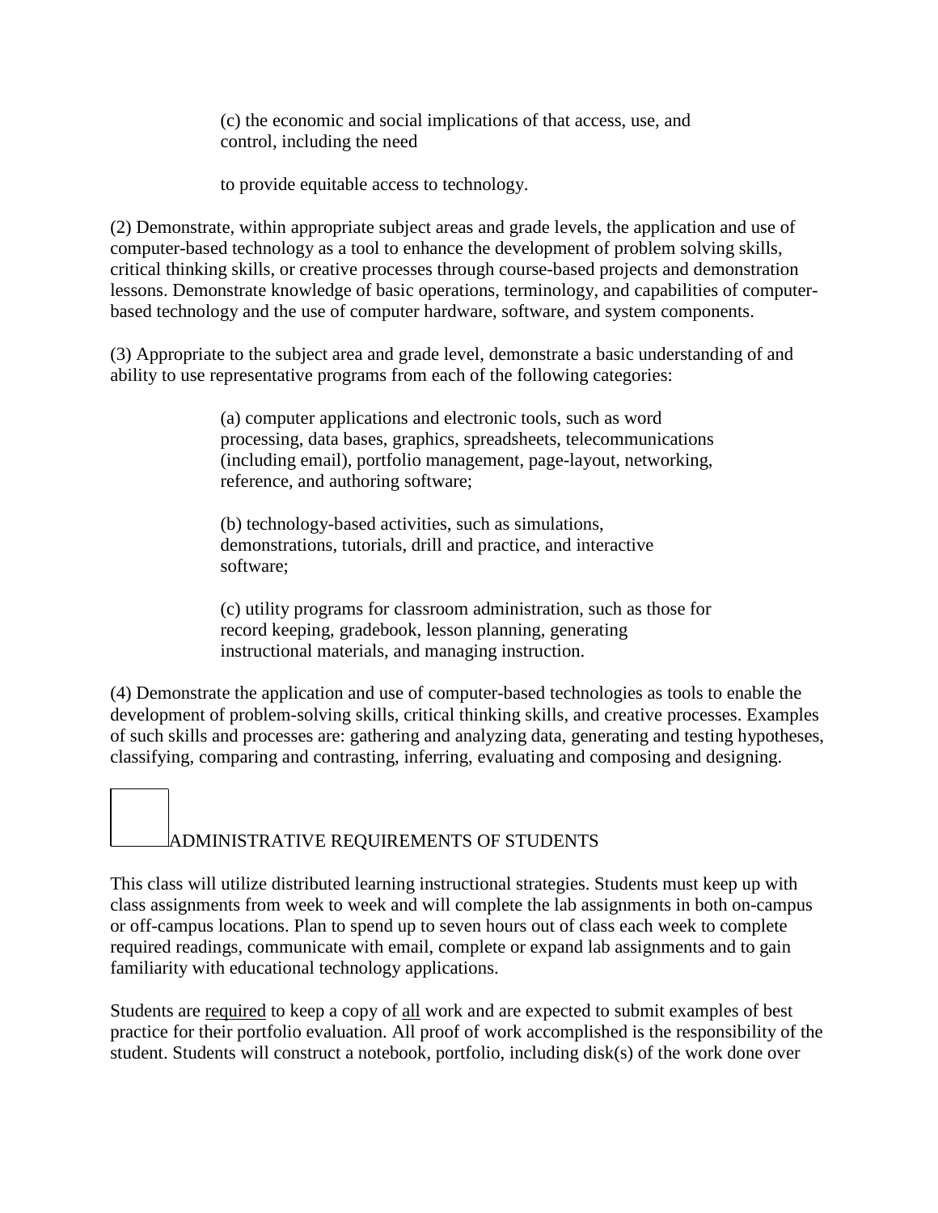(c) the economic and social implications of that access, use, and control, including the need

to provide equitable access to technology.

(2) Demonstrate, within appropriate subject areas and grade levels, the application and use of computer-based technology as a tool to enhance the development of problem solving skills, critical thinking skills, or creative processes through course-based projects and demonstration lessons. Demonstrate knowledge of basic operations, terminology, and capabilities of computer-based technology and the use of computer hardware, software, and system components.

(3) Appropriate to the subject area and grade level, demonstrate a basic understanding of and ability to use representative programs from each of the following categories:

(a) computer applications and electronic tools, such as word processing, data bases, graphics, spreadsheets, telecommunications (including email), portfolio management, page-layout, networking, reference, and authoring software;

(b) technology-based activities, such as simulations, demonstrations, tutorials, drill and practice, and interactive software;

(c) utility programs for classroom administration, such as those for record keeping, gradebook, lesson planning, generating instructional materials, and managing instruction.

(4) Demonstrate the application and use of computer-based technologies as tools to enable the development of problem-solving skills, critical thinking skills, and creative processes. Examples of such skills and processes are: gathering and analyzing data, generating and testing hypotheses, classifying, comparing and contrasting, inferring, evaluating and composing and designing.

## ADMINISTRATIVE REQUIREMENTS OF STUDENTS

This class will utilize distributed learning instructional strategies. Students must keep up with class assignments from week to week and will complete the lab assignments in both on-campus or off-campus locations. Plan to spend up to seven hours out of class each week to complete required readings, communicate with email, complete or expand lab assignments and to gain familiarity with educational technology applications.

Students are <u>required</u> to keep a copy of <u>all</u> work and are expected to submit examples of best practice for their portfolio evaluation. All proof of work accomplished is the responsibility of the student. Students will construct a notebook, portfolio, including disk(s) of the work done over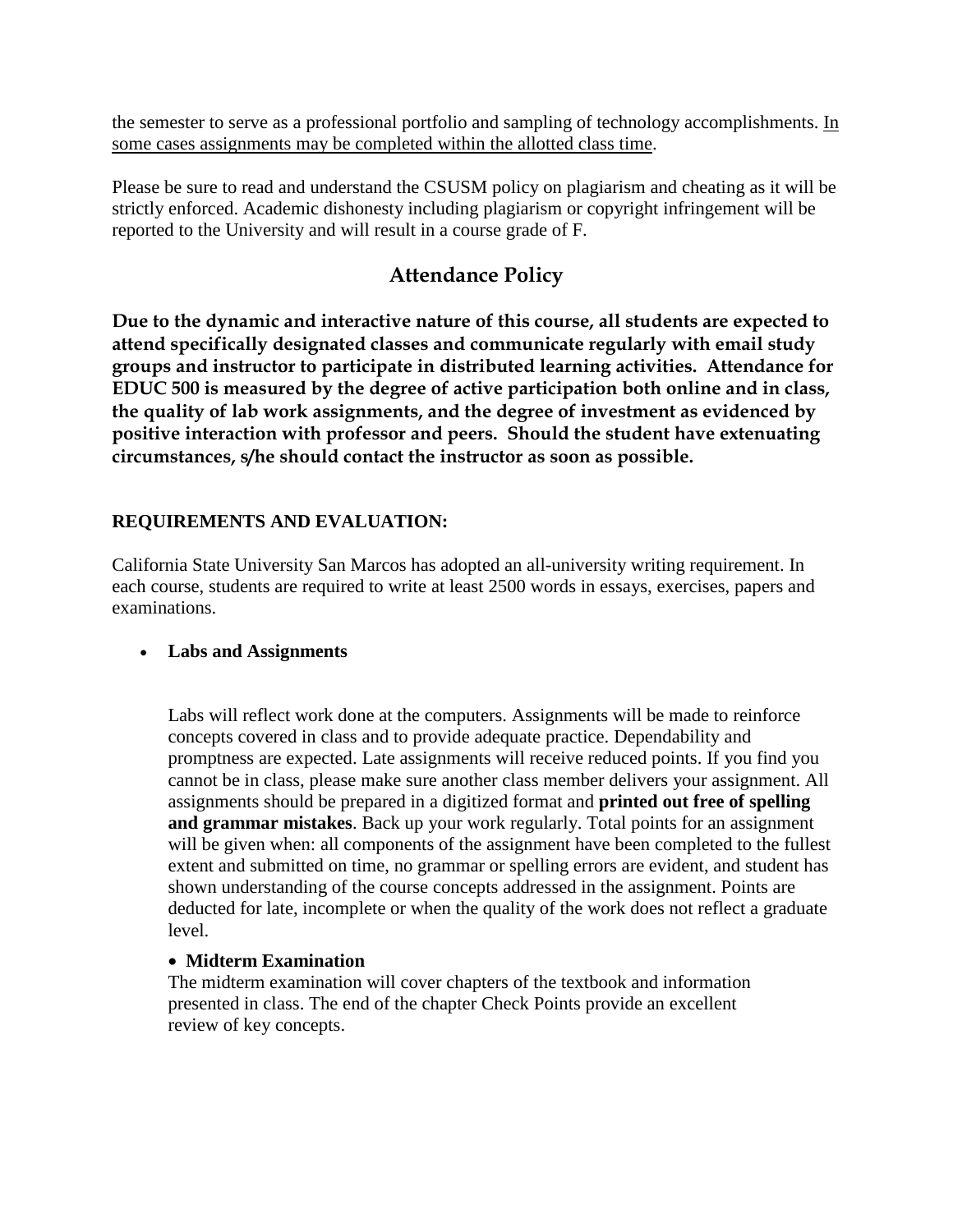the semester to serve as a professional portfolio and sampling of technology accomplishments. <u>In some cases assignments may be completed within the allotted class time</u>.

Please be sure to read and understand the CSUSM policy on plagiarism and cheating as it will be strictly enforced. Academic dishonesty including plagiarism or copyright infringement will be reported to the University and will result in a course grade of F.

## Attendance Policy

**Due to the dynamic and interactive nature of this course, all students are expected to attend specifically designated classes and communicate regularly with email study groups and instructor to participate in distributed learning activities. Attendance for EDUC 500 is measured by the degree of active participation both online and in class, the quality of lab work assignments, and the degree of investment as evidenced by positive interaction with professor and peers. Should the student have extenuating circumstances, s/he should contact the instructor as soon as possible.**

**REQUIREMENTS AND EVALUATION:**

California State University San Marcos has adopted an all-university writing requirement. In each course, students are required to write at least 2500 words in essays, exercises, papers and examinations.

- **Labs and Assignments**

  Labs will reflect work done at the computers. Assignments will be made to reinforce concepts covered in class and to provide adequate practice. Dependability and promptness are expected. Late assignments will receive reduced points. If you find you cannot be in class, please make sure another class member delivers your assignment. All assignments should be prepared in a digitized format and **printed out free of spelling and grammar mistakes**. Back up your work regularly. Total points for an assignment will be given when: all components of the assignment have been completed to the fullest extent and submitted on time, no grammar or spelling errors are evident, and student has shown understanding of the course concepts addressed in the assignment. Points are deducted for late, incomplete or when the quality of the work does not reflect a graduate level.

- **Midterm Examination**

  The midterm examination will cover chapters of the textbook and information presented in class. The end of the chapter Check Points provide an excellent review of key concepts.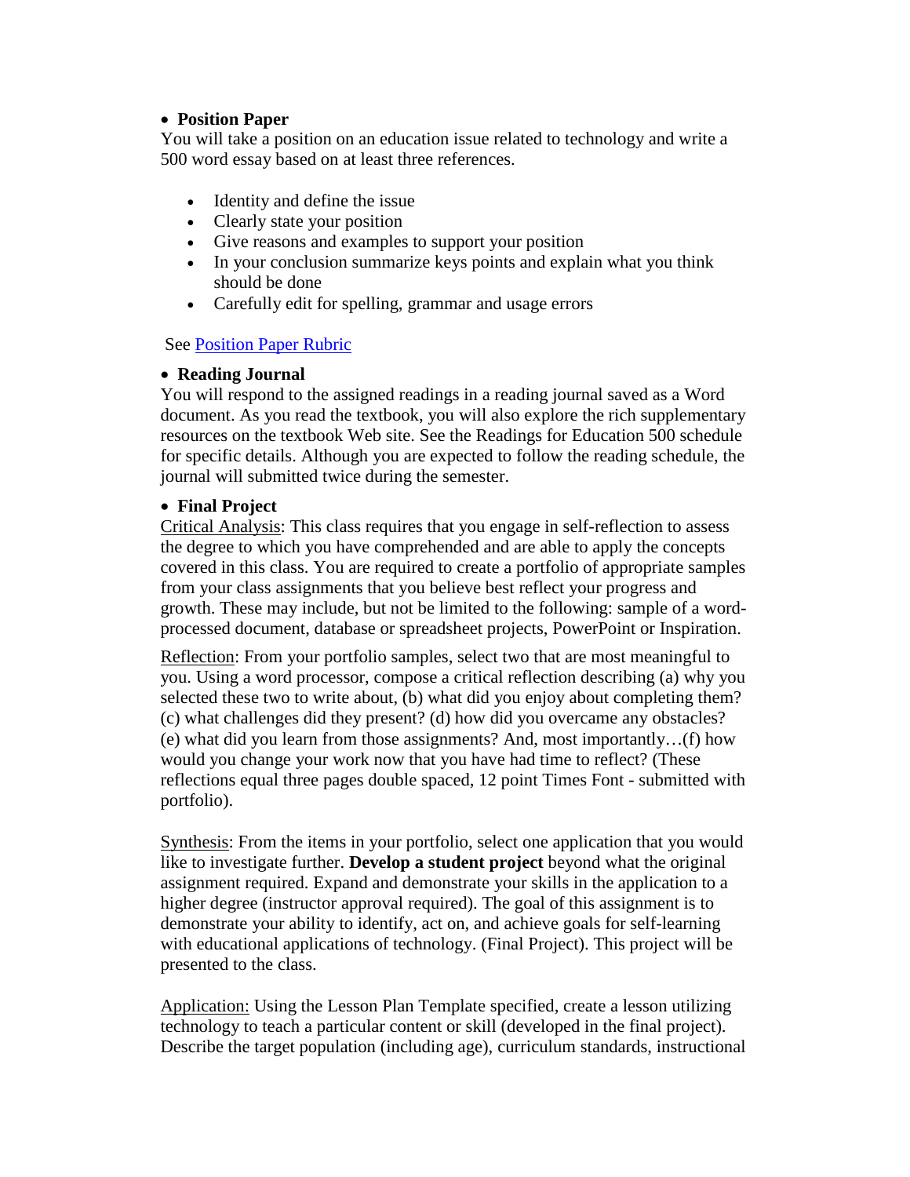- **Position Paper**

You will take a position on an education issue related to technology and write a 500 word essay based on at least three references.

- Identity and define the issue
- Clearly state your position
- Give reasons and examples to support your position
- In your conclusion summarize keys points and explain what you think should be done
- Carefully edit for spelling, grammar and usage errors

See Position Paper Rubric

- **Reading Journal**

You will respond to the assigned readings in a reading journal saved as a Word document. As you read the textbook, you will also explore the rich supplementary resources on the textbook Web site. See the Readings for Education 500 schedule for specific details. Although you are expected to follow the reading schedule, the journal will submitted twice during the semester.

- **Final Project**

Critical Analysis: This class requires that you engage in self-reflection to assess the degree to which you have comprehended and are able to apply the concepts covered in this class. You are required to create a portfolio of appropriate samples from your class assignments that you believe best reflect your progress and growth. These may include, but not be limited to the following: sample of a word-processed document, database or spreadsheet projects, PowerPoint or Inspiration.

Reflection: From your portfolio samples, select two that are most meaningful to you. Using a word processor, compose a critical reflection describing (a) why you selected these two to write about, (b) what did you enjoy about completing them? (c) what challenges did they present? (d) how did you overcame any obstacles? (e) what did you learn from those assignments? And, most importantly…(f) how would you change your work now that you have had time to reflect? (These reflections equal three pages double spaced, 12 point Times Font - submitted with portfolio).

Synthesis: From the items in your portfolio, select one application that you would like to investigate further. **Develop a student project** beyond what the original assignment required. Expand and demonstrate your skills in the application to a higher degree (instructor approval required). The goal of this assignment is to demonstrate your ability to identify, act on, and achieve goals for self-learning with educational applications of technology. (Final Project). This project will be presented to the class.

Application: Using the Lesson Plan Template specified, create a lesson utilizing technology to teach a particular content or skill (developed in the final project). Describe the target population (including age), curriculum standards, instructional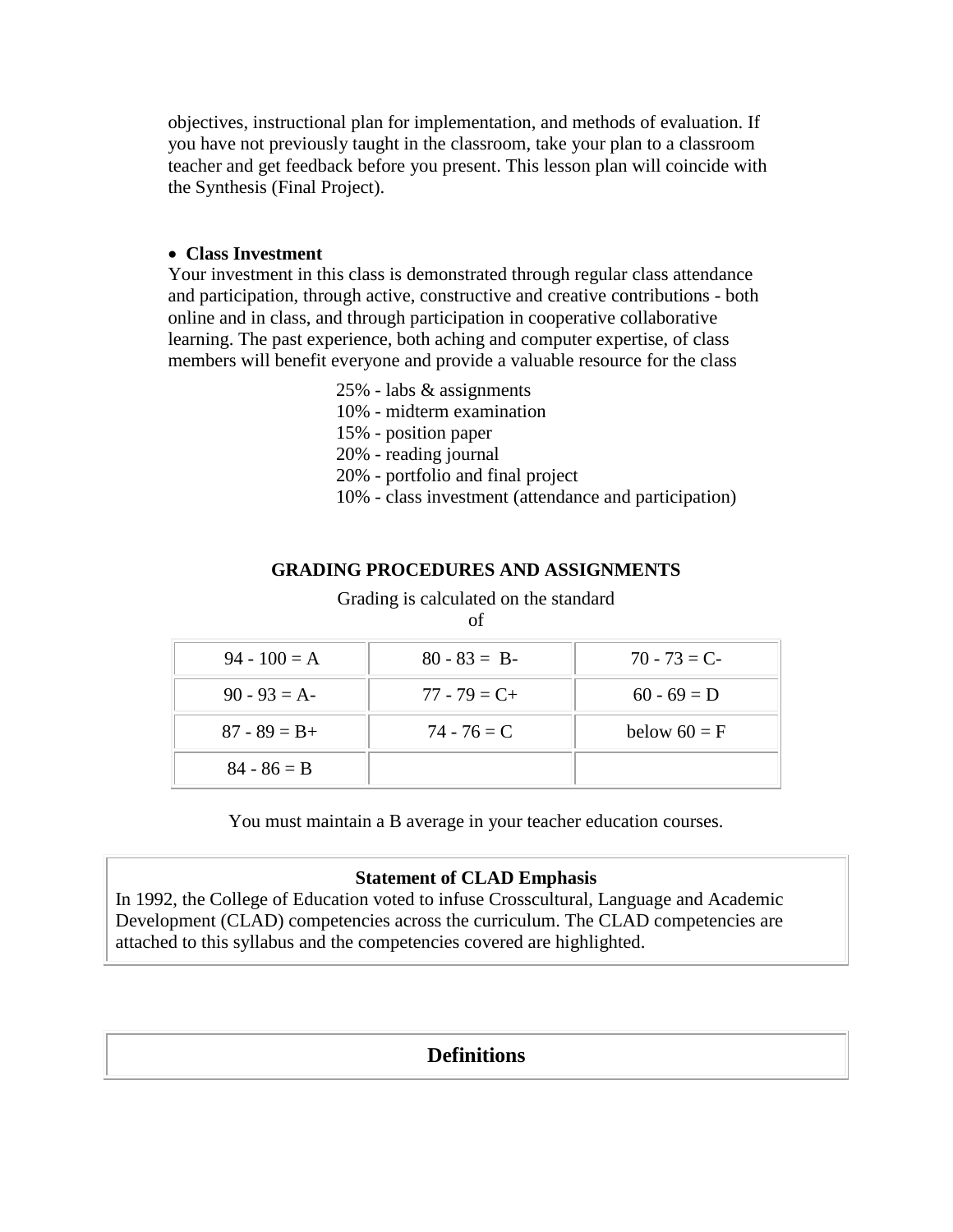objectives, instructional plan for implementation, and methods of evaluation. If you have not previously taught in the classroom, take your plan to a classroom teacher and get feedback before you present. This lesson plan will coincide with the Synthesis (Final Project).

- **Class Investment**

Your investment in this class is demonstrated through regular class attendance and participation, through active, constructive and creative contributions - both online and in class, and through participation in cooperative collaborative learning. The past experience, both aching and computer expertise, of class members will benefit everyone and provide a valuable resource for the class

25% - labs & assignments
10% - midterm examination
15% - position paper
20% - reading journal
20% - portfolio and final project
10% - class investment (attendance and participation)

**GRADING PROCEDURES AND ASSIGNMENTS**

Grading is calculated on the standard of

| | | |
|---|---|---|
| 94 - 100 = A | 80 - 83 = B- | 70 - 73 = C- |
| 90 - 93 = A- | 77 - 79 = C+ | 60 - 69 = D |
| 87 - 89 = B+ | 74 - 76 = C | below 60 = F |
| 84 - 86 = B | | |

You must maintain a B average in your teacher education courses.

**Statement of CLAD Emphasis**

In 1992, the College of Education voted to infuse Crosscultural, Language and Academic Development (CLAD) competencies across the curriculum. The CLAD competencies are attached to this syllabus and the competencies covered are highlighted.

## Definitions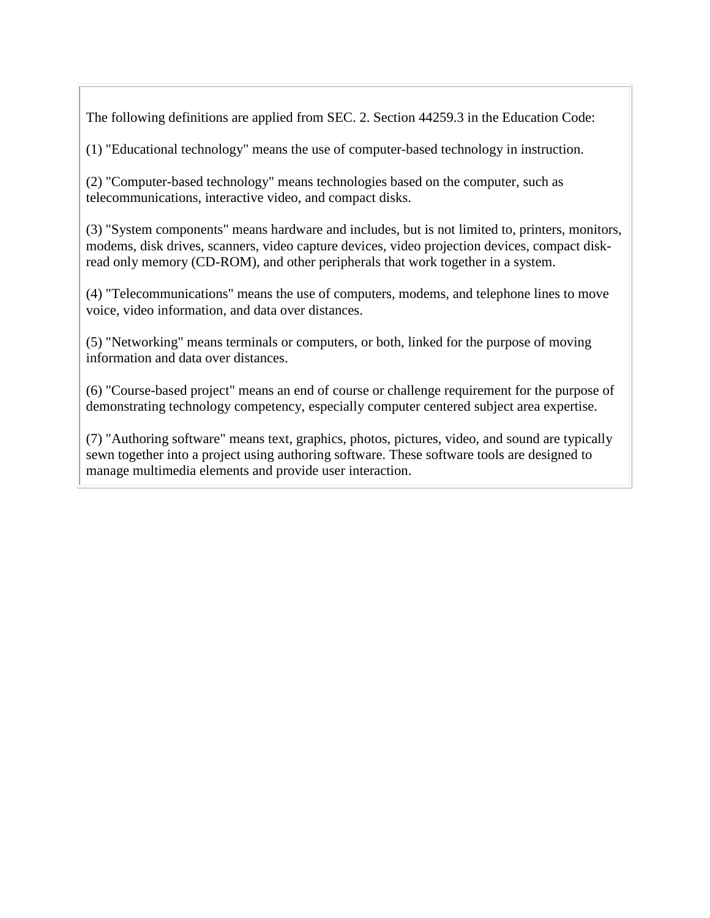The following definitions are applied from SEC. 2. Section 44259.3 in the Education Code:

(1) "Educational technology" means the use of computer-based technology in instruction.

(2) "Computer-based technology" means technologies based on the computer, such as telecommunications, interactive video, and compact disks.

(3) "System components" means hardware and includes, but is not limited to, printers, monitors, modems, disk drives, scanners, video capture devices, video projection devices, compact disk-read only memory (CD-ROM), and other peripherals that work together in a system.

(4) "Telecommunications" means the use of computers, modems, and telephone lines to move voice, video information, and data over distances.

(5) "Networking" means terminals or computers, or both, linked for the purpose of moving information and data over distances.

(6) "Course-based project" means an end of course or challenge requirement for the purpose of demonstrating technology competency, especially computer centered subject area expertise.

(7) "Authoring software" means text, graphics, photos, pictures, video, and sound are typically sewn together into a project using authoring software. These software tools are designed to manage multimedia elements and provide user interaction.